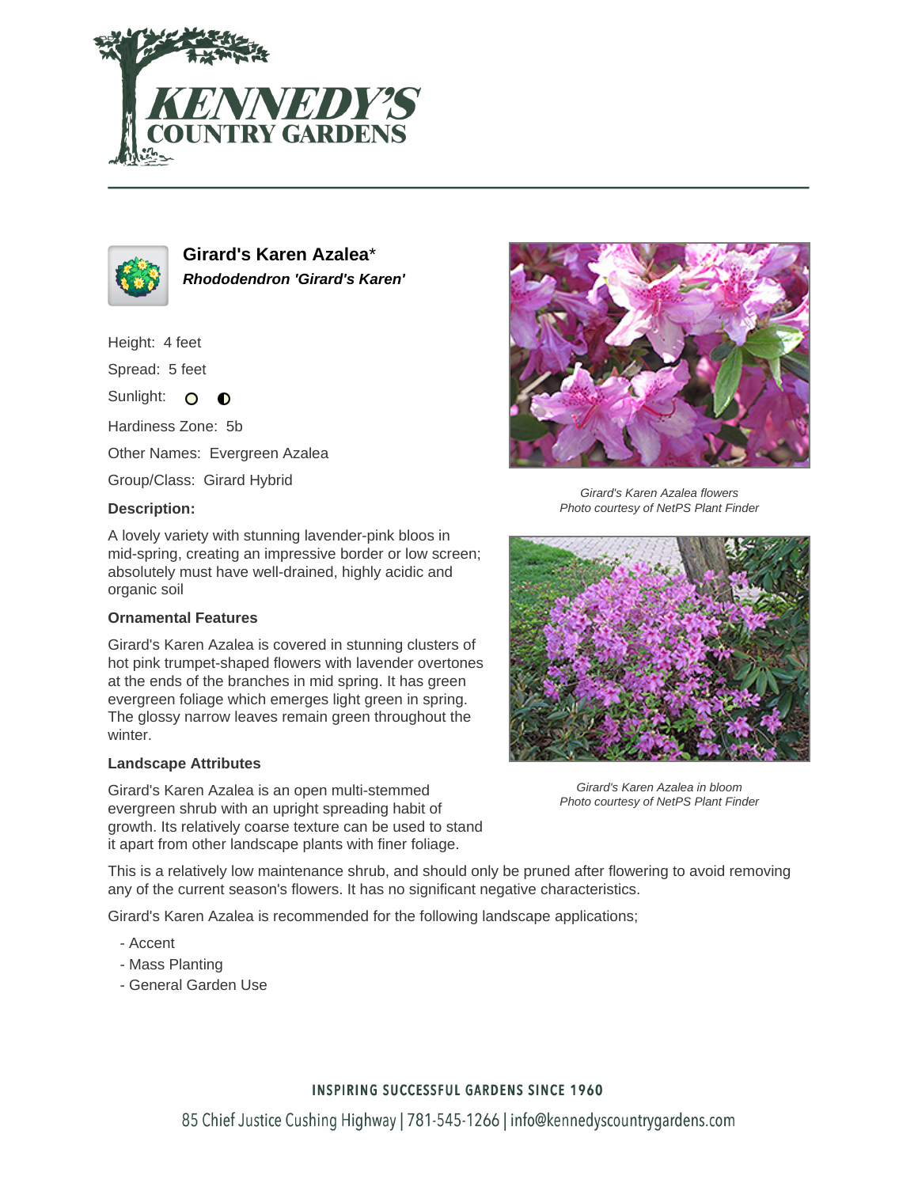# Girard's Karen Azalea*

***Rhododendron 'Girard's Karen'***

Height: 4 feet

Spread: 5 feet

Sunlight:

Hardiness Zone: 5b

Other Names: Evergreen Azalea

Group/Class: Girard Hybrid

### Description:

A lovely variety with stunning lavender-pink bloos in mid-spring, creating an impressive border or low screen; absolutely must have well-drained, highly acidic and organic soil

### Ornamental Features

Girard's Karen Azalea is covered in stunning clusters of hot pink trumpet-shaped flowers with lavender overtones at the ends of the branches in mid spring. It has green evergreen foliage which emerges light green in spring. The glossy narrow leaves remain green throughout the winter.

### Landscape Attributes

Girard's Karen Azalea is an open multi-stemmed evergreen shrub with an upright spreading habit of growth. Its relatively coarse texture can be used to stand it apart from other landscape plants with finer foliage.

This is a relatively low maintenance shrub, and should only be pruned after flowering to avoid removing any of the current season's flowers. It has no significant negative characteristics.

Girard's Karen Azalea is recommended for the following landscape applications;

- Accent
- Mass Planting
- General Garden Use

*Girard's Karen Azalea flowers*
*Photo courtesy of NetPS Plant Finder*

*Girard's Karen Azalea in bloom*
*Photo courtesy of NetPS Plant Finder*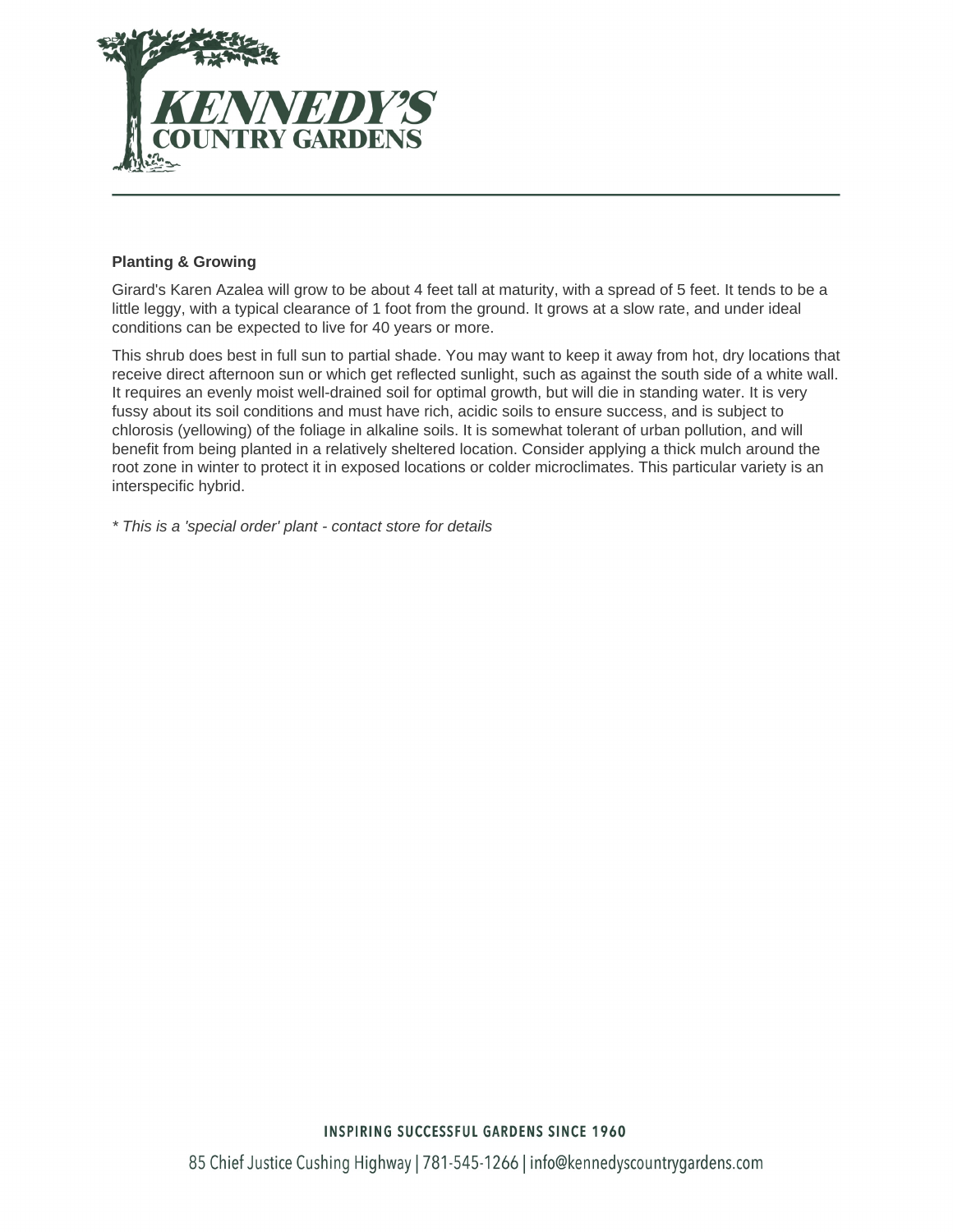**Planting & Growing**

Girard's Karen Azalea will grow to be about 4 feet tall at maturity, with a spread of 5 feet. It tends to be a little leggy, with a typical clearance of 1 foot from the ground. It grows at a slow rate, and under ideal conditions can be expected to live for 40 years or more.

This shrub does best in full sun to partial shade. You may want to keep it away from hot, dry locations that receive direct afternoon sun or which get reflected sunlight, such as against the south side of a white wall. It requires an evenly moist well-drained soil for optimal growth, but will die in standing water. It is very fussy about its soil conditions and must have rich, acidic soils to ensure success, and is subject to chlorosis (yellowing) of the foliage in alkaline soils. It is somewhat tolerant of urban pollution, and will benefit from being planted in a relatively sheltered location. Consider applying a thick mulch around the root zone in winter to protect it in exposed locations or colder microclimates. This particular variety is an interspecific hybrid.

*\* This is a 'special order' plant - contact store for details*